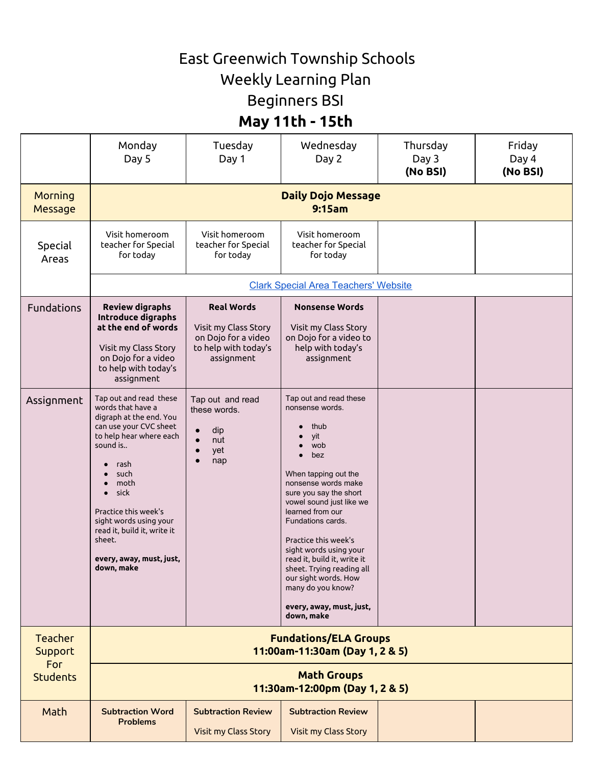# East Greenwich Township Schools
# Weekly Learning Plan
# Beginners BSI
# **May 11th - 15th**

| | Monday<br>Day 5 | Tuesday<br>Day 1 | Wednesday<br>Day 2 | Thursday<br>Day 3<br>**(No BSI)** | Friday<br>Day 4<br>**(No BSI)** |
|---|---|---|---|---|---|
| Morning Message | **Daily Dojo Message<br>9:15am** | | | | |
| Special Areas | Visit homeroom teacher for Special for today | Visit homeroom teacher for Special for today | Visit homeroom teacher for Special for today | | |
| | Clark Special Area Teachers' Website | | | | |
| Fundations | **Review digraphs<br>Introduce digraphs at the end of words**<br><br>Visit my Class Story on Dojo for a video to help with today's assignment | **Real Words**<br><br>Visit my Class Story on Dojo for a video to help with today's assignment | **Nonsense Words**<br><br>Visit my Class Story on Dojo for a video to help with today's assignment | | |
| Assignment | Tap out and read these words that have a digraph at the end. You can use your CVC sheet to help hear where each sound is..<br><br>• rash<br>• such<br>• moth<br>• sick<br><br>Practice this week's sight words using your read it, build it, write it sheet.<br><br>**every, away, must, just, down, make** | Tap out and read these words.<br><br>• dip<br>• nut<br>• yet<br>• nap | Tap out and read these nonsense words.<br><br>• thub<br>• yit<br>• wob<br>• bez<br><br>When tapping out the nonsense words make sure you say the short vowel sound just like we learned from our Fundations cards.<br><br>Practice this week's sight words using your read it, build it, write it sheet. Trying reading all our sight words. How many do you know?<br><br>**every, away, must, just, down, make** | | |
| Teacher Support For Students | **Fundations/ELA Groups<br>11:00am-11:30am (Day 1, 2 & 5)** | | | | |
| | **Math Groups<br>11:30am-12:00pm (Day 1, 2 & 5)** | | | | |
| Math | **Subtraction Word Problems** | **Subtraction Review**<br><br>Visit my Class Story | **Subtraction Review**<br><br>Visit my Class Story | | |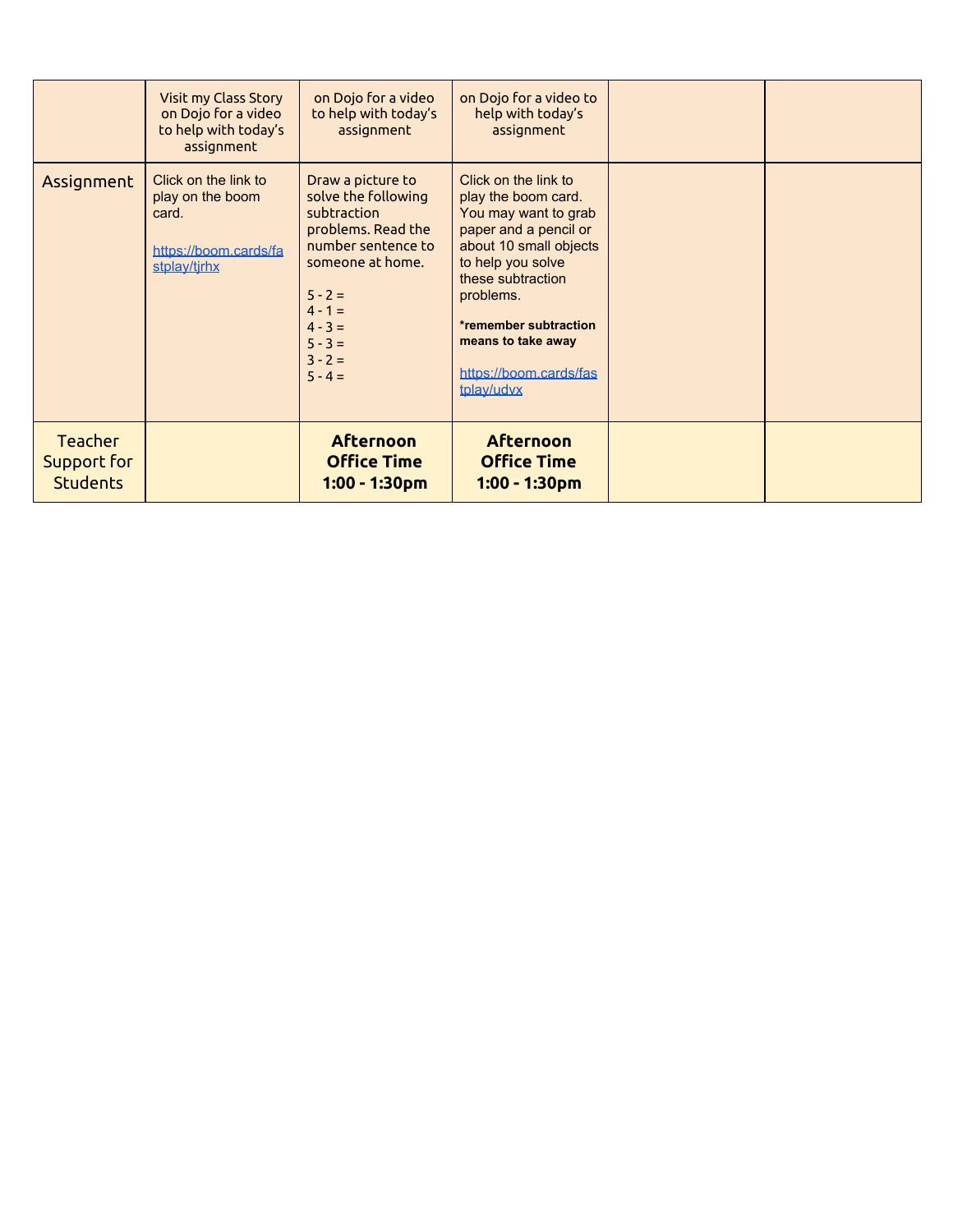| | | | | | |
|---|---|---|---|---|---|
| | Visit my Class Story on Dojo for a video to help with today's assignment | on Dojo for a video to help with today's assignment | on Dojo for a video to help with today's assignment | | |
| Assignment | Click on the link to play on the boom card.<br><br>https://boom.cards/fastplay/tjrhx | Draw a picture to solve the following subtraction problems. Read the number sentence to someone at home.<br><br>5 - 2 =<br>4 - 1 =<br>4 - 3 =<br>5 - 3 =<br>3 - 2 =<br>5 - 4 = | Click on the link to play the boom card. You may want to grab paper and a pencil or about 10 small objects to help you solve these subtraction problems.<br><br>**\*remember subtraction means to take away**<br><br>https://boom.cards/fastplay/udvx | | |
| Teacher Support for Students | | **Afternoon Office Time 1:00 - 1:30pm** | **Afternoon Office Time 1:00 - 1:30pm** | | |